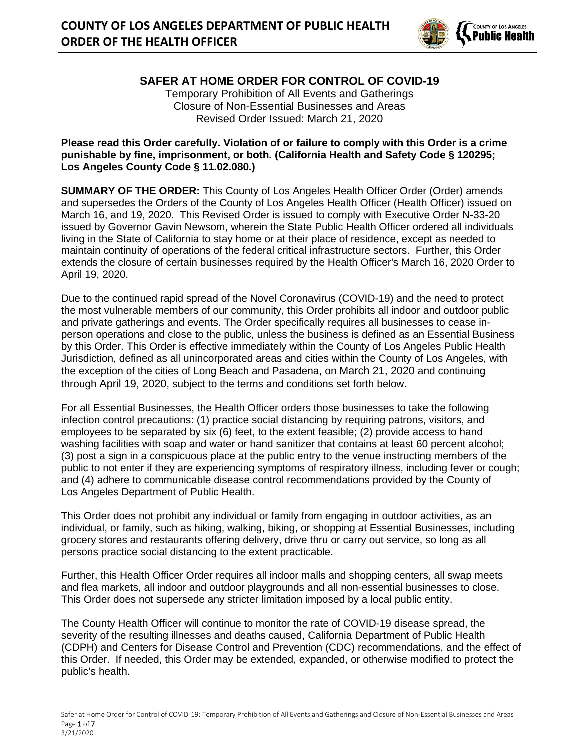# COUNTY OF LOS ANGELES DEPARTMENT OF PUBLIC HEALTH
# ORDER OF THE HEALTH OFFICER

## SAFER AT HOME ORDER FOR CONTROL OF COVID-19

Temporary Prohibition of All Events and Gatherings
Closure of Non-Essential Businesses and Areas
Revised Order Issued: March 21, 2020

**Please read this Order carefully. Violation of or failure to comply with this Order is a crime punishable by fine, imprisonment, or both. (California Health and Safety Code § 120295; Los Angeles County Code § 11.02.080.)**

**SUMMARY OF THE ORDER:** This County of Los Angeles Health Officer Order (Order) amends and supersedes the Orders of the County of Los Angeles Health Officer (Health Officer) issued on March 16, and 19, 2020. This Revised Order is issued to comply with Executive Order N-33-20 issued by Governor Gavin Newsom, wherein the State Public Health Officer ordered all individuals living in the State of California to stay home or at their place of residence, except as needed to maintain continuity of operations of the federal critical infrastructure sectors. Further, this Order extends the closure of certain businesses required by the Health Officer's March 16, 2020 Order to April 19, 2020.

Due to the continued rapid spread of the Novel Coronavirus (COVID-19) and the need to protect the most vulnerable members of our community, this Order prohibits all indoor and outdoor public and private gatherings and events. The Order specifically requires all businesses to cease in-person operations and close to the public, unless the business is defined as an Essential Business by this Order. This Order is effective immediately within the County of Los Angeles Public Health Jurisdiction, defined as all unincorporated areas and cities within the County of Los Angeles, with the exception of the cities of Long Beach and Pasadena, on March 21, 2020 and continuing through April 19, 2020, subject to the terms and conditions set forth below.

For all Essential Businesses, the Health Officer orders those businesses to take the following infection control precautions: (1) practice social distancing by requiring patrons, visitors, and employees to be separated by six (6) feet, to the extent feasible; (2) provide access to hand washing facilities with soap and water or hand sanitizer that contains at least 60 percent alcohol; (3) post a sign in a conspicuous place at the public entry to the venue instructing members of the public to not enter if they are experiencing symptoms of respiratory illness, including fever or cough; and (4) adhere to communicable disease control recommendations provided by the County of Los Angeles Department of Public Health.

This Order does not prohibit any individual or family from engaging in outdoor activities, as an individual, or family, such as hiking, walking, biking, or shopping at Essential Businesses, including grocery stores and restaurants offering delivery, drive thru or carry out service, so long as all persons practice social distancing to the extent practicable.

Further, this Health Officer Order requires all indoor malls and shopping centers, all swap meets and flea markets, all indoor and outdoor playgrounds and all non-essential businesses to close. This Order does not supersede any stricter limitation imposed by a local public entity.

The County Health Officer will continue to monitor the rate of COVID-19 disease spread, the severity of the resulting illnesses and deaths caused, California Department of Public Health (CDPH) and Centers for Disease Control and Prevention (CDC) recommendations, and the effect of this Order. If needed, this Order may be extended, expanded, or otherwise modified to protect the public's health.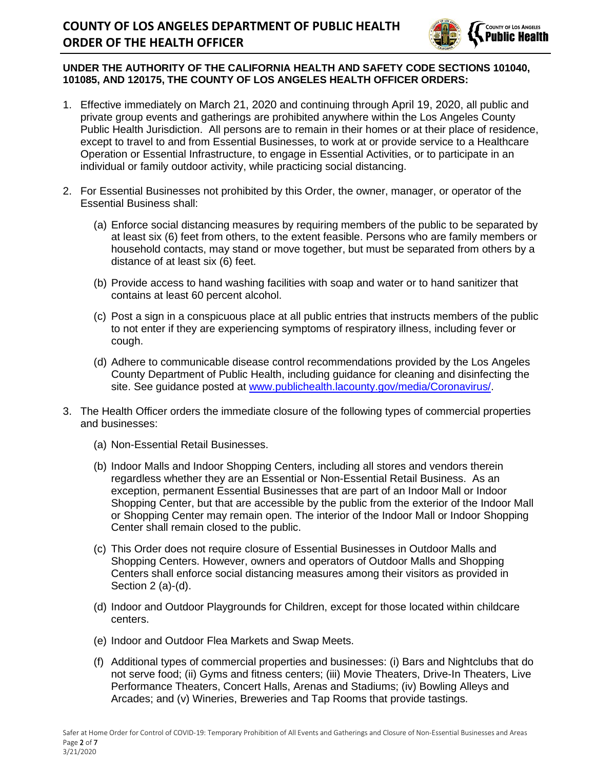**UNDER THE AUTHORITY OF THE CALIFORNIA HEALTH AND SAFETY CODE SECTIONS 101040, 101085, AND 120175, THE COUNTY OF LOS ANGELES HEALTH OFFICER ORDERS:**

1. Effective immediately on March 21, 2020 and continuing through April 19, 2020, all public and private group events and gatherings are prohibited anywhere within the Los Angeles County Public Health Jurisdiction. All persons are to remain in their homes or at their place of residence, except to travel to and from Essential Businesses, to work at or provide service to a Healthcare Operation or Essential Infrastructure, to engage in Essential Activities, or to participate in an individual or family outdoor activity, while practicing social distancing.

2. For Essential Businesses not prohibited by this Order, the owner, manager, or operator of the Essential Business shall:

   (a) Enforce social distancing measures by requiring members of the public to be separated by at least six (6) feet from others, to the extent feasible. Persons who are family members or household contacts, may stand or move together, but must be separated from others by a distance of at least six (6) feet.

   (b) Provide access to hand washing facilities with soap and water or to hand sanitizer that contains at least 60 percent alcohol.

   (c) Post a sign in a conspicuous place at all public entries that instructs members of the public to not enter if they are experiencing symptoms of respiratory illness, including fever or cough.

   (d) Adhere to communicable disease control recommendations provided by the Los Angeles County Department of Public Health, including guidance for cleaning and disinfecting the site. See guidance posted at www.publichealth.lacounty.gov/media/Coronavirus/.

3. The Health Officer orders the immediate closure of the following types of commercial properties and businesses:

   (a) Non-Essential Retail Businesses.

   (b) Indoor Malls and Indoor Shopping Centers, including all stores and vendors therein regardless whether they are an Essential or Non-Essential Retail Business. As an exception, permanent Essential Businesses that are part of an Indoor Mall or Indoor Shopping Center, but that are accessible by the public from the exterior of the Indoor Mall or Shopping Center may remain open. The interior of the Indoor Mall or Indoor Shopping Center shall remain closed to the public.

   (c) This Order does not require closure of Essential Businesses in Outdoor Malls and Shopping Centers. However, owners and operators of Outdoor Malls and Shopping Centers shall enforce social distancing measures among their visitors as provided in Section 2 (a)-(d).

   (d) Indoor and Outdoor Playgrounds for Children, except for those located within childcare centers.

   (e) Indoor and Outdoor Flea Markets and Swap Meets.

   (f) Additional types of commercial properties and businesses: (i) Bars and Nightclubs that do not serve food; (ii) Gyms and fitness centers; (iii) Movie Theaters, Drive-In Theaters, Live Performance Theaters, Concert Halls, Arenas and Stadiums; (iv) Bowling Alleys and Arcades; and (v) Wineries, Breweries and Tap Rooms that provide tastings.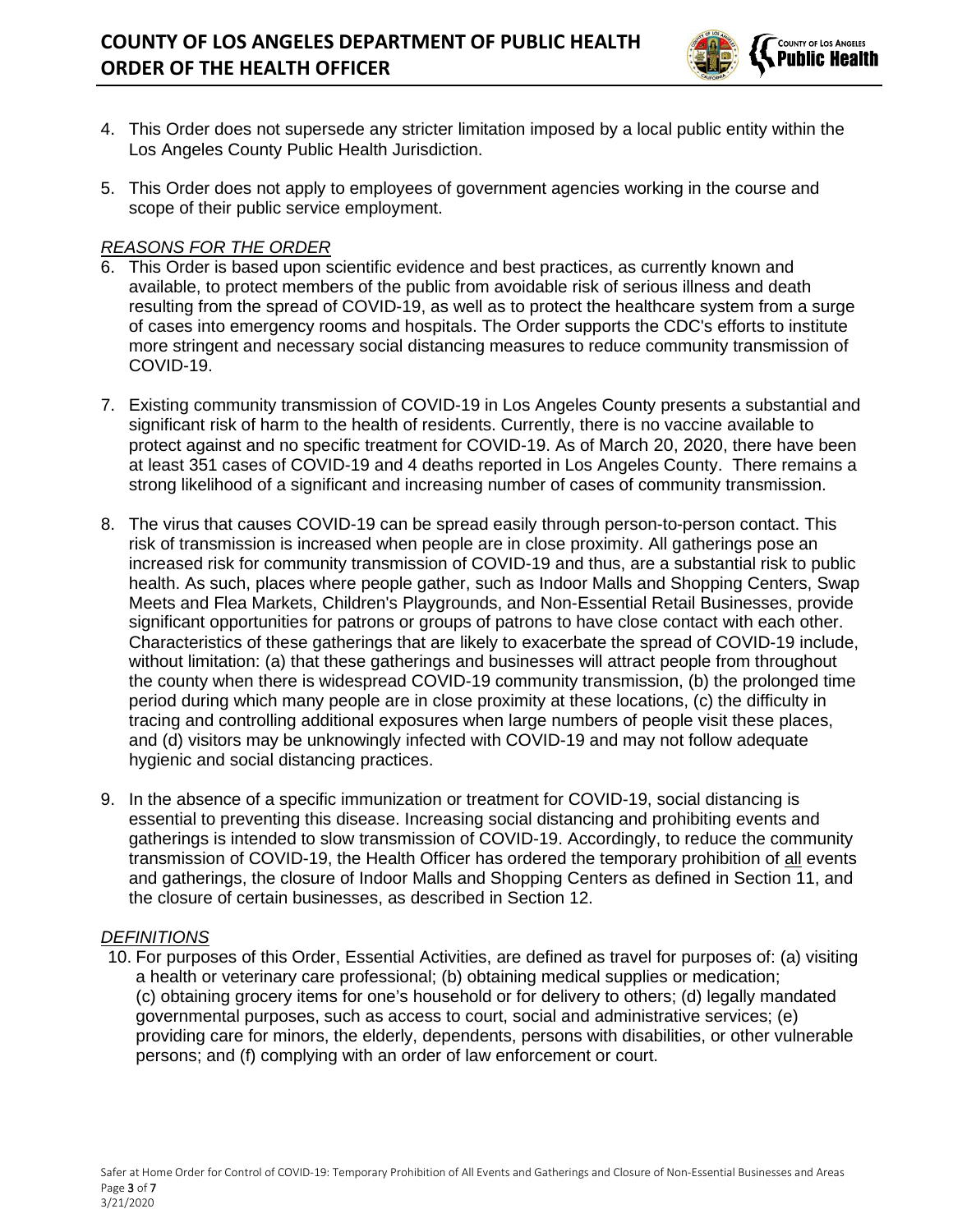4. This Order does not supersede any stricter limitation imposed by a local public entity within the Los Angeles County Public Health Jurisdiction.

5. This Order does not apply to employees of government agencies working in the course and scope of their public service employment.

*REASONS FOR THE ORDER*

6. This Order is based upon scientific evidence and best practices, as currently known and available, to protect members of the public from avoidable risk of serious illness and death resulting from the spread of COVID-19, as well as to protect the healthcare system from a surge of cases into emergency rooms and hospitals. The Order supports the CDC's efforts to institute more stringent and necessary social distancing measures to reduce community transmission of COVID-19.

7. Existing community transmission of COVID-19 in Los Angeles County presents a substantial and significant risk of harm to the health of residents. Currently, there is no vaccine available to protect against and no specific treatment for COVID-19. As of March 20, 2020, there have been at least 351 cases of COVID-19 and 4 deaths reported in Los Angeles County. There remains a strong likelihood of a significant and increasing number of cases of community transmission.

8. The virus that causes COVID-19 can be spread easily through person-to-person contact. This risk of transmission is increased when people are in close proximity. All gatherings pose an increased risk for community transmission of COVID-19 and thus, are a substantial risk to public health. As such, places where people gather, such as Indoor Malls and Shopping Centers, Swap Meets and Flea Markets, Children's Playgrounds, and Non-Essential Retail Businesses, provide significant opportunities for patrons or groups of patrons to have close contact with each other. Characteristics of these gatherings that are likely to exacerbate the spread of COVID-19 include, without limitation: (a) that these gatherings and businesses will attract people from throughout the county when there is widespread COVID-19 community transmission, (b) the prolonged time period during which many people are in close proximity at these locations, (c) the difficulty in tracing and controlling additional exposures when large numbers of people visit these places, and (d) visitors may be unknowingly infected with COVID-19 and may not follow adequate hygienic and social distancing practices.

9. In the absence of a specific immunization or treatment for COVID-19, social distancing is essential to preventing this disease. Increasing social distancing and prohibiting events and gatherings is intended to slow transmission of COVID-19. Accordingly, to reduce the community transmission of COVID-19, the Health Officer has ordered the temporary prohibition of all events and gatherings, the closure of Indoor Malls and Shopping Centers as defined in Section 11, and the closure of certain businesses, as described in Section 12.

*DEFINITIONS*

10. For purposes of this Order, Essential Activities, are defined as travel for purposes of: (a) visiting a health or veterinary care professional; (b) obtaining medical supplies or medication; (c) obtaining grocery items for one's household or for delivery to others; (d) legally mandated governmental purposes, such as access to court, social and administrative services; (e) providing care for minors, the elderly, dependents, persons with disabilities, or other vulnerable persons; and (f) complying with an order of law enforcement or court.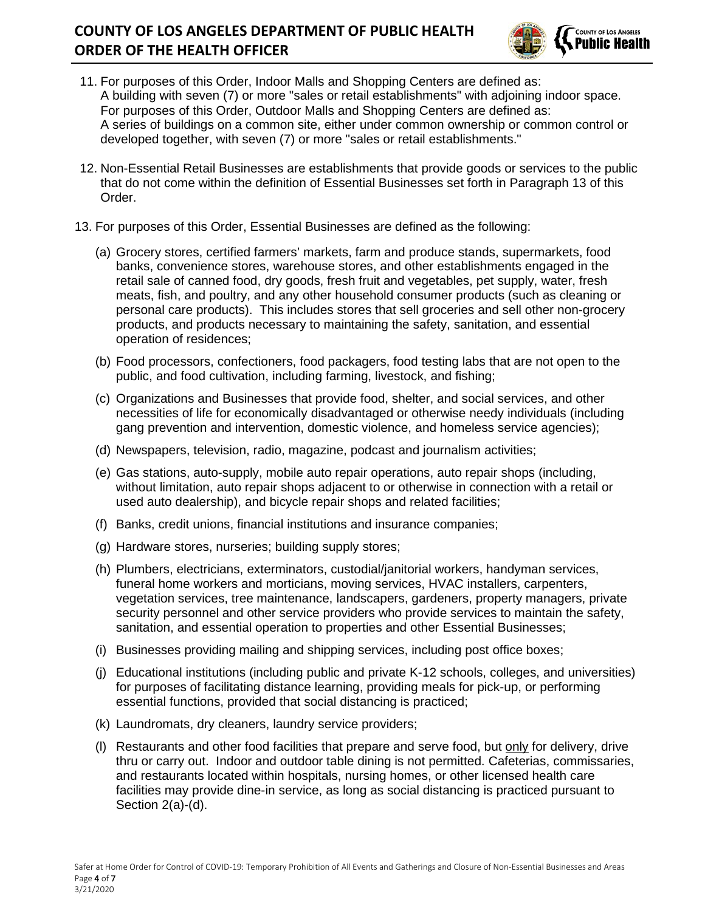11. For purposes of this Order, Indoor Malls and Shopping Centers are defined as: A building with seven (7) or more "sales or retail establishments" with adjoining indoor space. For purposes of this Order, Outdoor Malls and Shopping Centers are defined as: A series of buildings on a common site, either under common ownership or common control or developed together, with seven (7) or more "sales or retail establishments."

12. Non-Essential Retail Businesses are establishments that provide goods or services to the public that do not come within the definition of Essential Businesses set forth in Paragraph 13 of this Order.

13. For purposes of this Order, Essential Businesses are defined as the following:

    (a) Grocery stores, certified farmers' markets, farm and produce stands, supermarkets, food banks, convenience stores, warehouse stores, and other establishments engaged in the retail sale of canned food, dry goods, fresh fruit and vegetables, pet supply, water, fresh meats, fish, and poultry, and any other household consumer products (such as cleaning or personal care products). This includes stores that sell groceries and sell other non-grocery products, and products necessary to maintaining the safety, sanitation, and essential operation of residences;

    (b) Food processors, confectioners, food packagers, food testing labs that are not open to the public, and food cultivation, including farming, livestock, and fishing;

    (c) Organizations and Businesses that provide food, shelter, and social services, and other necessities of life for economically disadvantaged or otherwise needy individuals (including gang prevention and intervention, domestic violence, and homeless service agencies);

    (d) Newspapers, television, radio, magazine, podcast and journalism activities;

    (e) Gas stations, auto-supply, mobile auto repair operations, auto repair shops (including, without limitation, auto repair shops adjacent to or otherwise in connection with a retail or used auto dealership), and bicycle repair shops and related facilities;

    (f) Banks, credit unions, financial institutions and insurance companies;

    (g) Hardware stores, nurseries; building supply stores;

    (h) Plumbers, electricians, exterminators, custodial/janitorial workers, handyman services, funeral home workers and morticians, moving services, HVAC installers, carpenters, vegetation services, tree maintenance, landscapers, gardeners, property managers, private security personnel and other service providers who provide services to maintain the safety, sanitation, and essential operation to properties and other Essential Businesses;

    (i) Businesses providing mailing and shipping services, including post office boxes;

    (j) Educational institutions (including public and private K-12 schools, colleges, and universities) for purposes of facilitating distance learning, providing meals for pick-up, or performing essential functions, provided that social distancing is practiced;

    (k) Laundromats, dry cleaners, laundry service providers;

    (l) Restaurants and other food facilities that prepare and serve food, but only for delivery, drive thru or carry out. Indoor and outdoor table dining is not permitted. Cafeterias, commissaries, and restaurants located within hospitals, nursing homes, or other licensed health care facilities may provide dine-in service, as long as social distancing is practiced pursuant to Section 2(a)-(d).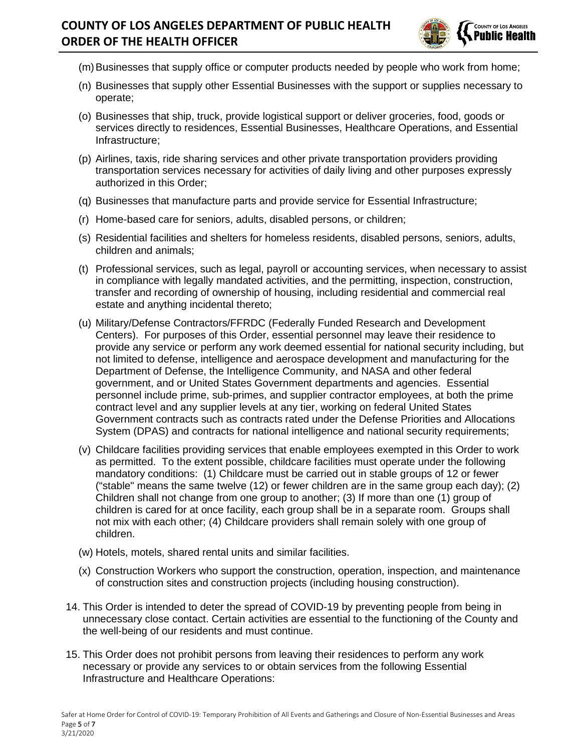(m) Businesses that supply office or computer products needed by people who work from home;

(n) Businesses that supply other Essential Businesses with the support or supplies necessary to operate;

(o) Businesses that ship, truck, provide logistical support or deliver groceries, food, goods or services directly to residences, Essential Businesses, Healthcare Operations, and Essential Infrastructure;

(p) Airlines, taxis, ride sharing services and other private transportation providers providing transportation services necessary for activities of daily living and other purposes expressly authorized in this Order;

(q) Businesses that manufacture parts and provide service for Essential Infrastructure;

(r) Home-based care for seniors, adults, disabled persons, or children;

(s) Residential facilities and shelters for homeless residents, disabled persons, seniors, adults, children and animals;

(t) Professional services, such as legal, payroll or accounting services, when necessary to assist in compliance with legally mandated activities, and the permitting, inspection, construction, transfer and recording of ownership of housing, including residential and commercial real estate and anything incidental thereto;

(u) Military/Defense Contractors/FFRDC (Federally Funded Research and Development Centers). For purposes of this Order, essential personnel may leave their residence to provide any service or perform any work deemed essential for national security including, but not limited to defense, intelligence and aerospace development and manufacturing for the Department of Defense, the Intelligence Community, and NASA and other federal government, and or United States Government departments and agencies. Essential personnel include prime, sub-primes, and supplier contractor employees, at both the prime contract level and any supplier levels at any tier, working on federal United States Government contracts such as contracts rated under the Defense Priorities and Allocations System (DPAS) and contracts for national intelligence and national security requirements;

(v) Childcare facilities providing services that enable employees exempted in this Order to work as permitted. To the extent possible, childcare facilities must operate under the following mandatory conditions: (1) Childcare must be carried out in stable groups of 12 or fewer ("stable" means the same twelve (12) or fewer children are in the same group each day); (2) Children shall not change from one group to another; (3) If more than one (1) group of children is cared for at once facility, each group shall be in a separate room. Groups shall not mix with each other; (4) Childcare providers shall remain solely with one group of children.

(w) Hotels, motels, shared rental units and similar facilities.

(x) Construction Workers who support the construction, operation, inspection, and maintenance of construction sites and construction projects (including housing construction).

14. This Order is intended to deter the spread of COVID-19 by preventing people from being in unnecessary close contact. Certain activities are essential to the functioning of the County and the well-being of our residents and must continue.

15. This Order does not prohibit persons from leaving their residences to perform any work necessary or provide any services to or obtain services from the following Essential Infrastructure and Healthcare Operations: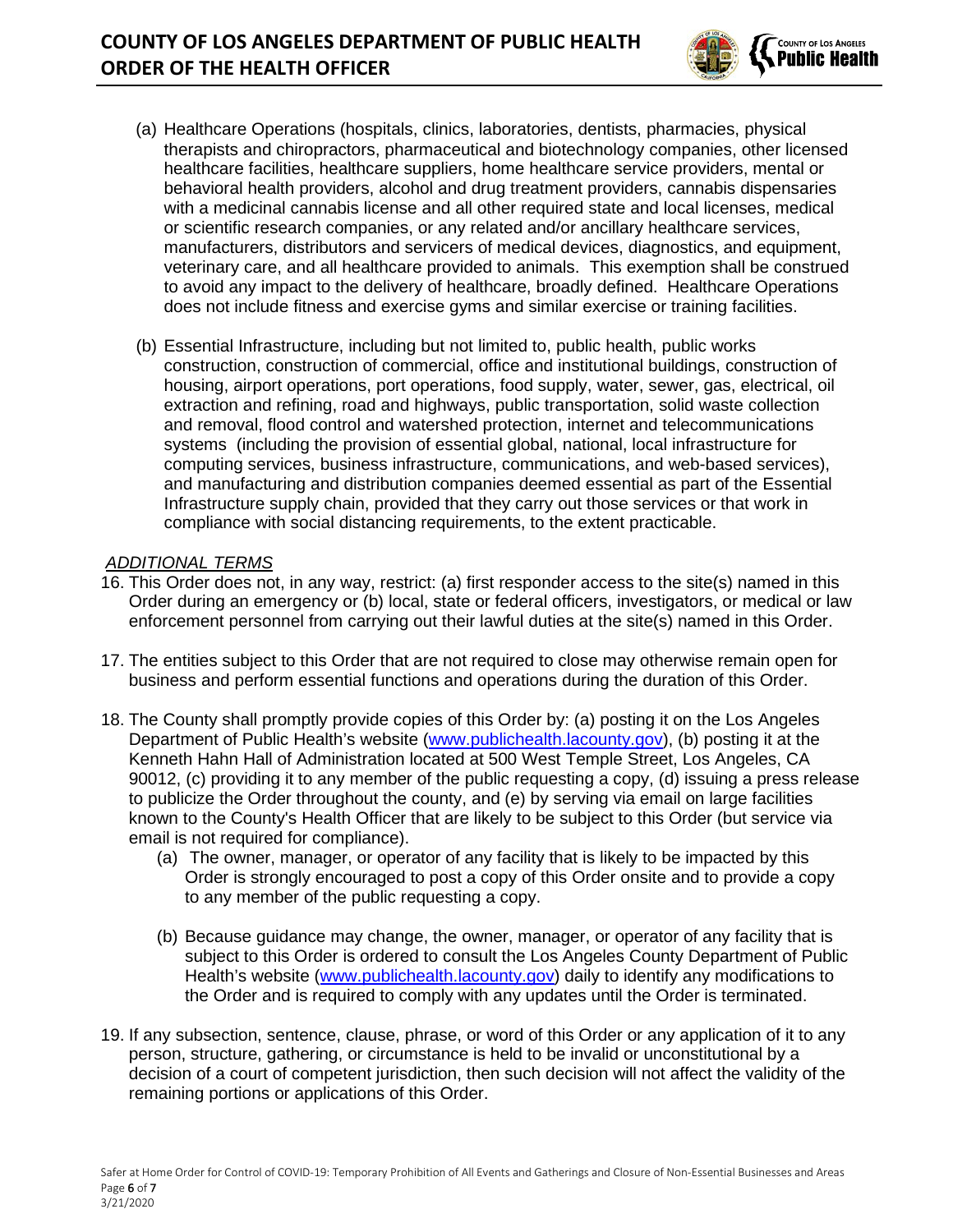(a) Healthcare Operations (hospitals, clinics, laboratories, dentists, pharmacies, physical therapists and chiropractors, pharmaceutical and biotechnology companies, other licensed healthcare facilities, healthcare suppliers, home healthcare service providers, mental or behavioral health providers, alcohol and drug treatment providers, cannabis dispensaries with a medicinal cannabis license and all other required state and local licenses, medical or scientific research companies, or any related and/or ancillary healthcare services, manufacturers, distributors and servicers of medical devices, diagnostics, and equipment, veterinary care, and all healthcare provided to animals. This exemption shall be construed to avoid any impact to the delivery of healthcare, broadly defined. Healthcare Operations does not include fitness and exercise gyms and similar exercise or training facilities.

(b) Essential Infrastructure, including but not limited to, public health, public works construction, construction of commercial, office and institutional buildings, construction of housing, airport operations, port operations, food supply, water, sewer, gas, electrical, oil extraction and refining, road and highways, public transportation, solid waste collection and removal, flood control and watershed protection, internet and telecommunications systems (including the provision of essential global, national, local infrastructure for computing services, business infrastructure, communications, and web-based services), and manufacturing and distribution companies deemed essential as part of the Essential Infrastructure supply chain, provided that they carry out those services or that work in compliance with social distancing requirements, to the extent practicable.

*ADDITIONAL TERMS*

16. This Order does not, in any way, restrict: (a) first responder access to the site(s) named in this Order during an emergency or (b) local, state or federal officers, investigators, or medical or law enforcement personnel from carrying out their lawful duties at the site(s) named in this Order.

17. The entities subject to this Order that are not required to close may otherwise remain open for business and perform essential functions and operations during the duration of this Order.

18. The County shall promptly provide copies of this Order by: (a) posting it on the Los Angeles Department of Public Health's website (www.publichealth.lacounty.gov), (b) posting it at the Kenneth Hahn Hall of Administration located at 500 West Temple Street, Los Angeles, CA 90012, (c) providing it to any member of the public requesting a copy, (d) issuing a press release to publicize the Order throughout the county, and (e) by serving via email on large facilities known to the County's Health Officer that are likely to be subject to this Order (but service via email is not required for compliance).

    (a) The owner, manager, or operator of any facility that is likely to be impacted by this Order is strongly encouraged to post a copy of this Order onsite and to provide a copy to any member of the public requesting a copy.

    (b) Because guidance may change, the owner, manager, or operator of any facility that is subject to this Order is ordered to consult the Los Angeles County Department of Public Health's website (www.publichealth.lacounty.gov) daily to identify any modifications to the Order and is required to comply with any updates until the Order is terminated.

19. If any subsection, sentence, clause, phrase, or word of this Order or any application of it to any person, structure, gathering, or circumstance is held to be invalid or unconstitutional by a decision of a court of competent jurisdiction, then such decision will not affect the validity of the remaining portions or applications of this Order.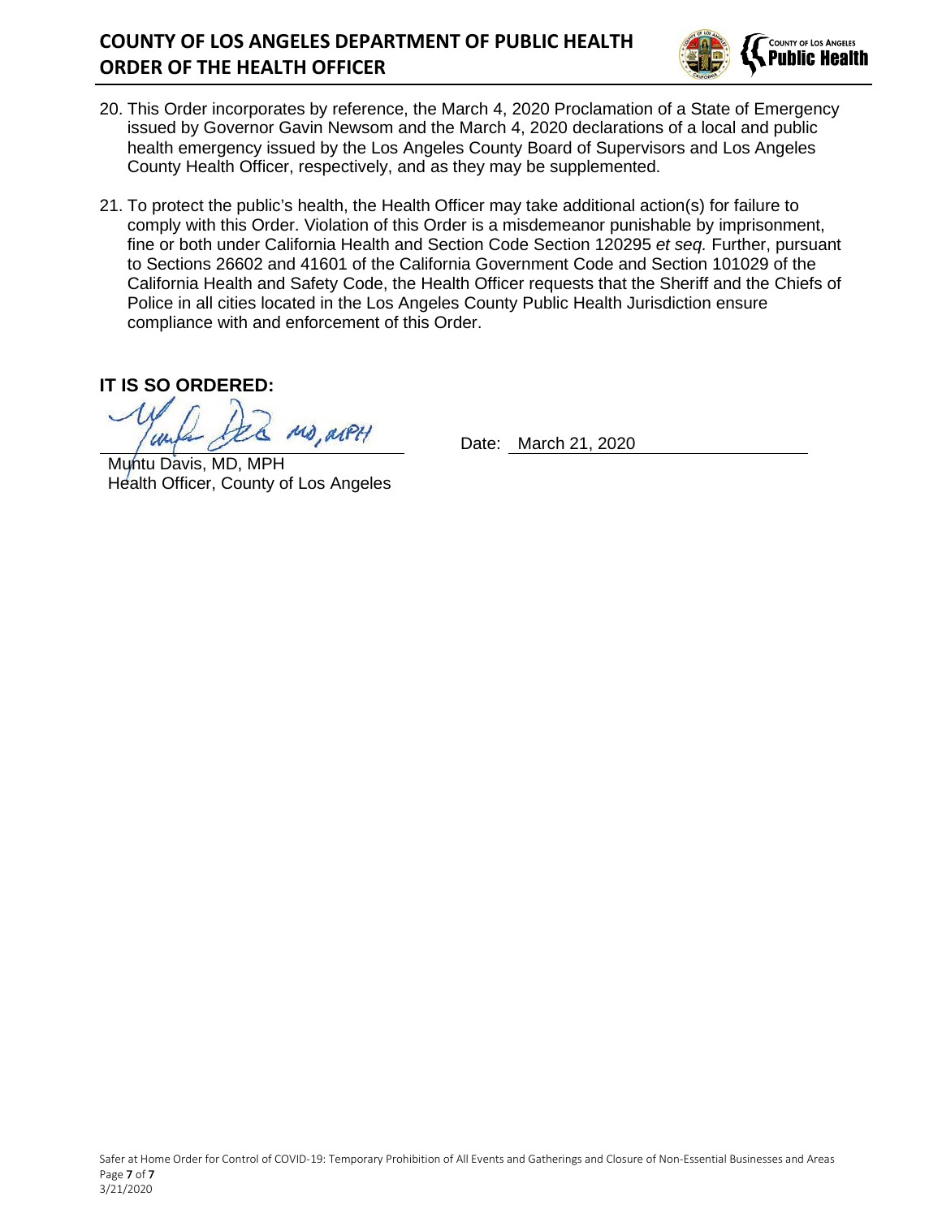20. This Order incorporates by reference, the March 4, 2020 Proclamation of a State of Emergency issued by Governor Gavin Newsom and the March 4, 2020 declarations of a local and public health emergency issued by the Los Angeles County Board of Supervisors and Los Angeles County Health Officer, respectively, and as they may be supplemented.

21. To protect the public's health, the Health Officer may take additional action(s) for failure to comply with this Order. Violation of this Order is a misdemeanor punishable by imprisonment, fine or both under California Health and Section Code Section 120295 *et seq.* Further, pursuant to Sections 26602 and 41601 of the California Government Code and Section 101029 of the California Health and Safety Code, the Health Officer requests that the Sheriff and the Chiefs of Police in all cities located in the Los Angeles County Public Health Jurisdiction ensure compliance with and enforcement of this Order.

**IT IS SO ORDERED:**

Muntu Davis, MD, MPH
Health Officer, County of Los Angeles

Date: March 21, 2020